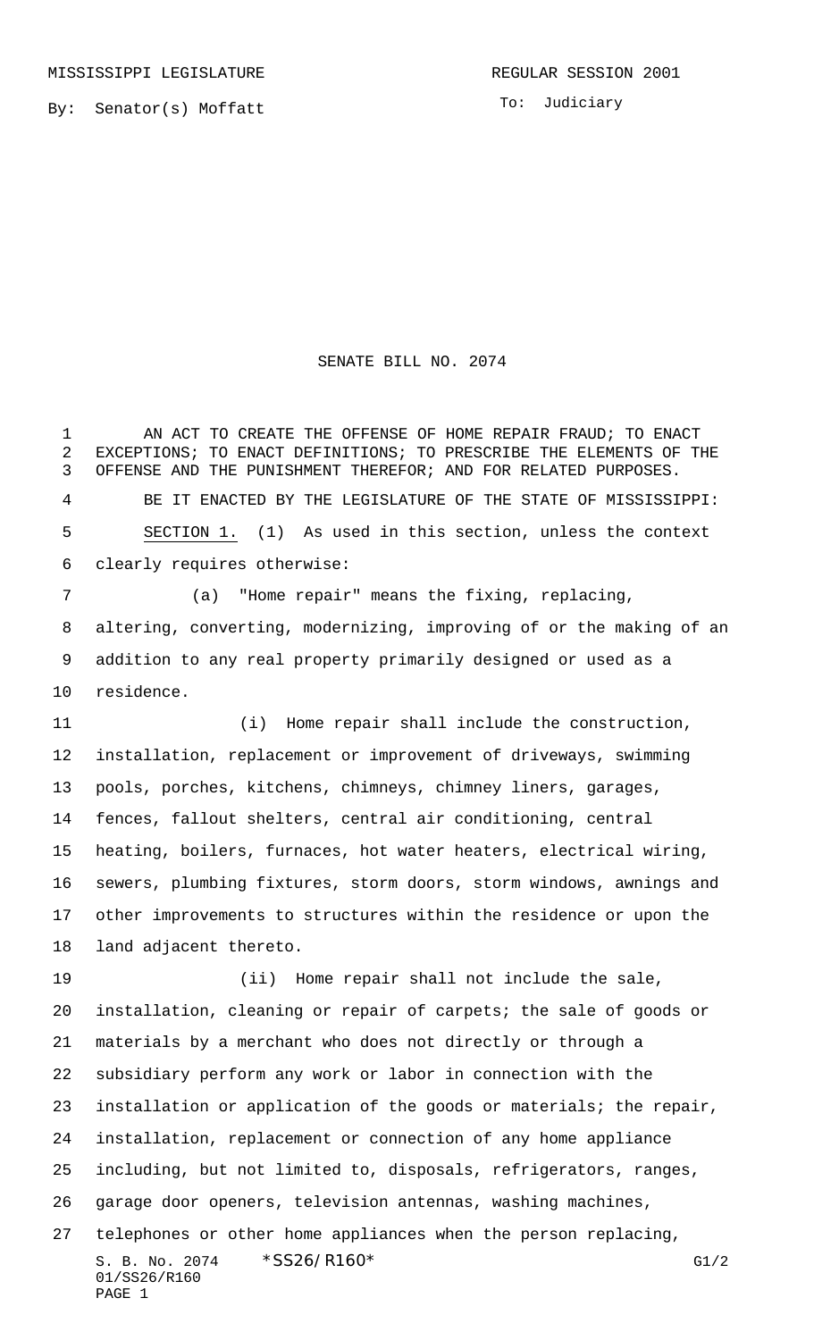MISSISSIPPI LEGISLATURE REGULAR SESSION 2001

By: Senator(s) Moffatt

To: Judiciary

# SENATE BILL NO. 2074

AN ACT TO CREATE THE OFFENSE OF HOME REPAIR FRAUD; TO ENACT EXCEPTIONS; TO ENACT DEFINITIONS; TO PRESCRIBE THE ELEMENTS OF THE OFFENSE AND THE PUNISHMENT THEREFOR; AND FOR RELATED PURPOSES.

BE IT ENACTED BY THE LEGISLATURE OF THE STATE OF MISSISSIPPI:

SECTION 1. (1) As used in this section, unless the context clearly requires otherwise:

(a) "Home repair" means the fixing, replacing, altering, converting, modernizing, improving of or the making of an addition to any real property primarily designed or used as a residence.

(i) Home repair shall include the construction, installation, replacement or improvement of driveways, swimming pools, porches, kitchens, chimneys, chimney liners, garages, fences, fallout shelters, central air conditioning, central heating, boilers, furnaces, hot water heaters, electrical wiring, sewers, plumbing fixtures, storm doors, storm windows, awnings and other improvements to structures within the residence or upon the land adjacent thereto.

(ii) Home repair shall not include the sale, installation, cleaning or repair of carpets; the sale of goods or materials by a merchant who does not directly or through a subsidiary perform any work or labor in connection with the installation or application of the goods or materials; the repair, installation, replacement or connection of any home appliance including, but not limited to, disposals, refrigerators, ranges, garage door openers, television antennas, washing machines, telephones or other home appliances when the person replacing,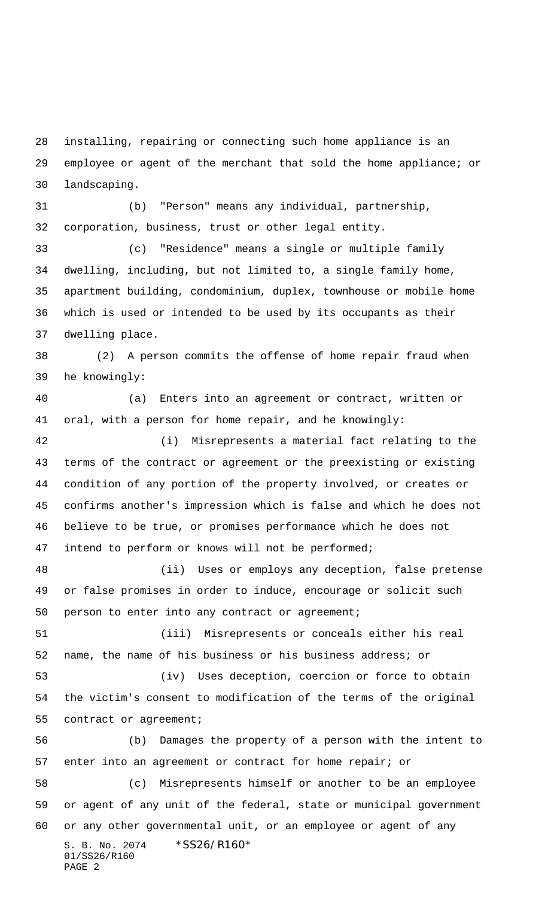installing, repairing or connecting such home appliance is an employee or agent of the merchant that sold the home appliance; or landscaping.

(b) "Person" means any individual, partnership, corporation, business, trust or other legal entity.

(c) "Residence" means a single or multiple family dwelling, including, but not limited to, a single family home, apartment building, condominium, duplex, townhouse or mobile home which is used or intended to be used by its occupants as their dwelling place.

(2) A person commits the offense of home repair fraud when he knowingly:

(a) Enters into an agreement or contract, written or oral, with a person for home repair, and he knowingly:

(i) Misrepresents a material fact relating to the terms of the contract or agreement or the preexisting or existing condition of any portion of the property involved, or creates or confirms another's impression which is false and which he does not believe to be true, or promises performance which he does not intend to perform or knows will not be performed;

(ii) Uses or employs any deception, false pretense or false promises in order to induce, encourage or solicit such person to enter into any contract or agreement;

(iii) Misrepresents or conceals either his real name, the name of his business or his business address; or

(iv) Uses deception, coercion or force to obtain the victim's consent to modification of the terms of the original contract or agreement;

(b) Damages the property of a person with the intent to enter into an agreement or contract for home repair; or

(c) Misrepresents himself or another to be an employee or agent of any unit of the federal, state or municipal government or any other governmental unit, or an employee or agent of any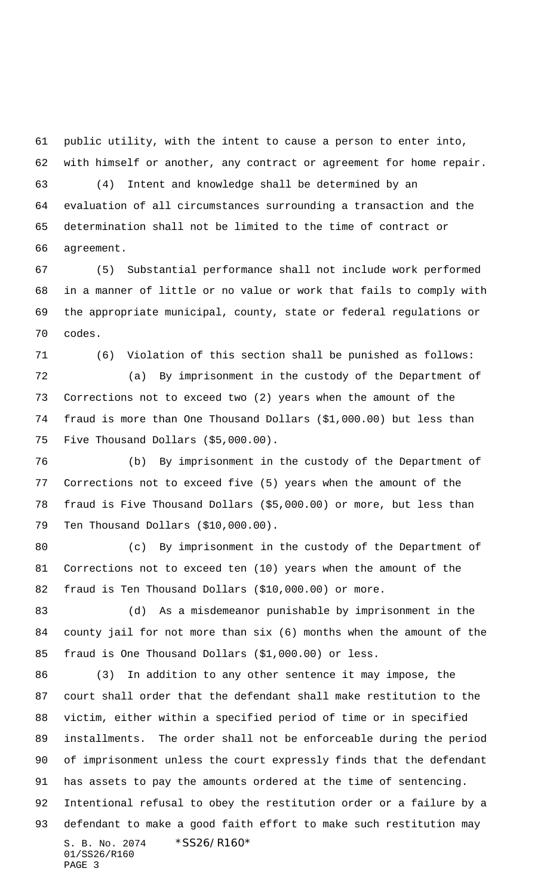public utility, with the intent to cause a person to enter into, with himself or another, any contract or agreement for home repair.

(4) Intent and knowledge shall be determined by an evaluation of all circumstances surrounding a transaction and the determination shall not be limited to the time of contract or agreement.

(5) Substantial performance shall not include work performed in a manner of little or no value or work that fails to comply with the appropriate municipal, county, state or federal regulations or codes.

(6) Violation of this section shall be punished as follows:

(a) By imprisonment in the custody of the Department of Corrections not to exceed two (2) years when the amount of the fraud is more than One Thousand Dollars ($1,000.00) but less than Five Thousand Dollars ($5,000.00).

(b) By imprisonment in the custody of the Department of Corrections not to exceed five (5) years when the amount of the fraud is Five Thousand Dollars ($5,000.00) or more, but less than Ten Thousand Dollars ($10,000.00).

(c) By imprisonment in the custody of the Department of Corrections not to exceed ten (10) years when the amount of the fraud is Ten Thousand Dollars ($10,000.00) or more.

(d) As a misdemeanor punishable by imprisonment in the county jail for not more than six (6) months when the amount of the fraud is One Thousand Dollars ($1,000.00) or less.

(3) In addition to any other sentence it may impose, the court shall order that the defendant shall make restitution to the victim, either within a specified period of time or in specified installments. The order shall not be enforceable during the period of imprisonment unless the court expressly finds that the defendant has assets to pay the amounts ordered at the time of sentencing. Intentional refusal to obey the restitution order or a failure by a defendant to make a good faith effort to make such restitution may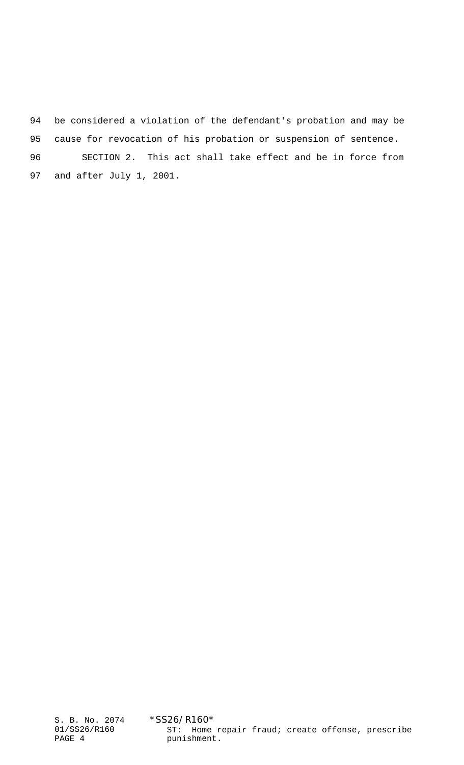be considered a violation of the defendant's probation and may be cause for revocation of his probation or suspension of sentence.

SECTION 2. This act shall take effect and be in force from and after July 1, 2001.